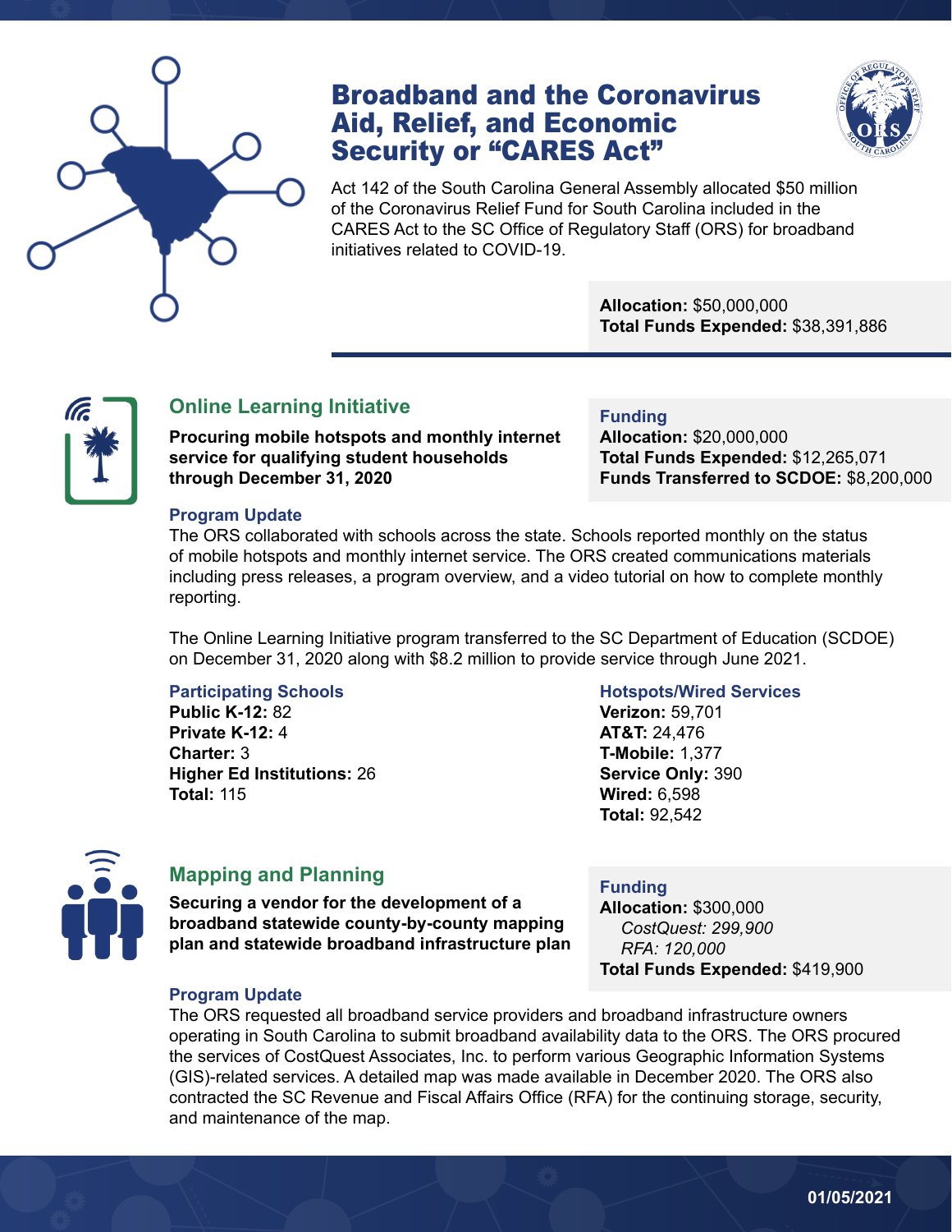# Broadband and the Coronavirus Aid, Relief, and Economic Security or "CARES Act"

Act 142 of the South Carolina General Assembly allocated $50 million of the Coronavirus Relief Fund for South Carolina included in the CARES Act to the SC Office of Regulatory Staff (ORS) for broadband initiatives related to COVID-19.

**Allocation:** $50,000,000
**Total Funds Expended:** $38,391,886

## Online Learning Initiative

**Procuring mobile hotspots and monthly internet service for qualifying student households through December 31, 2020**

### Funding

**Allocation:** $20,000,000
**Total Funds Expended:** $12,265,071
**Funds Transferred to SCDOE:** $8,200,000

### Program Update

The ORS collaborated with schools across the state. Schools reported monthly on the status of mobile hotspots and monthly internet service. The ORS created communications materials including press releases, a program overview, and a video tutorial on how to complete monthly reporting.

The Online Learning Initiative program transferred to the SC Department of Education (SCDOE) on December 31, 2020 along with $8.2 million to provide service through June 2021.

### Participating Schools

**Public K-12:** 82
**Private K-12:** 4
**Charter:** 3
**Higher Ed Institutions:** 26
**Total:** 115

### Hotspots/Wired Services

**Verizon:** 59,701
**AT&T:** 24,476
**T-Mobile:** 1,377
**Service Only:** 390
**Wired:** 6,598
**Total:** 92,542

## Mapping and Planning

**Securing a vendor for the development of a broadband statewide county-by-county mapping plan and statewide broadband infrastructure plan**

### Funding

**Allocation:** $300,000
*CostQuest: 299,900*
*RFA: 120,000*
**Total Funds Expended:** $419,900

### Program Update

The ORS requested all broadband service providers and broadband infrastructure owners operating in South Carolina to submit broadband availability data to the ORS. The ORS procured the services of CostQuest Associates, Inc. to perform various Geographic Information Systems (GIS)-related services. A detailed map was made available in December 2020. The ORS also contracted the SC Revenue and Fiscal Affairs Office (RFA) for the continuing storage, security, and maintenance of the map.

01/05/2021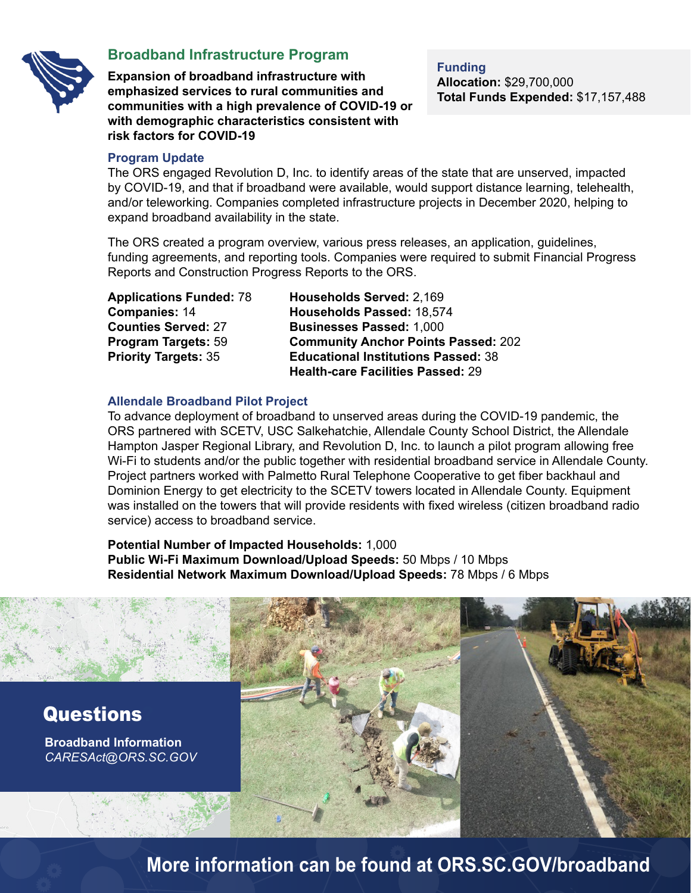## Broadband Infrastructure Program

**Expansion of broadband infrastructure with emphasized services to rural communities and communities with a high prevalence of COVID-19 or with demographic characteristics consistent with risk factors for COVID-19**

### Funding

**Allocation:** $29,700,000
**Total Funds Expended:** $17,157,488

### Program Update

The ORS engaged Revolution D, Inc. to identify areas of the state that are unserved, impacted by COVID-19, and that if broadband were available, would support distance learning, telehealth, and/or teleworking. Companies completed infrastructure projects in December 2020, helping to expand broadband availability in the state.

The ORS created a program overview, various press releases, an application, guidelines, funding agreements, and reporting tools. Companies were required to submit Financial Progress Reports and Construction Progress Reports to the ORS.

**Applications Funded:** 78
**Companies:** 14
**Counties Served:** 27
**Program Targets:** 59
**Priority Targets:** 35

**Households Served:** 2,169
**Households Passed:** 18,574
**Businesses Passed:** 1,000
**Community Anchor Points Passed:** 202
**Educational Institutions Passed:** 38
**Health-care Facilities Passed:** 29

### Allendale Broadband Pilot Project

To advance deployment of broadband to unserved areas during the COVID-19 pandemic, the ORS partnered with SCETV, USC Salkehatchie, Allendale County School District, the Allendale Hampton Jasper Regional Library, and Revolution D, Inc. to launch a pilot program allowing free Wi-Fi to students and/or the public together with residential broadband service in Allendale County. Project partners worked with Palmetto Rural Telephone Cooperative to get fiber backhaul and Dominion Energy to get electricity to the SCETV towers located in Allendale County. Equipment was installed on the towers that will provide residents with fixed wireless (citizen broadband radio service) access to broadband service.

**Potential Number of Impacted Households:** 1,000
**Public Wi-Fi Maximum Download/Upload Speeds:** 50 Mbps / 10 Mbps
**Residential Network Maximum Download/Upload Speeds:** 78 Mbps / 6 Mbps

## Questions

**Broadband Information**
*CARESAct@ORS.SC.GOV*

**More information can be found at ORS.SC.GOV/broadband**